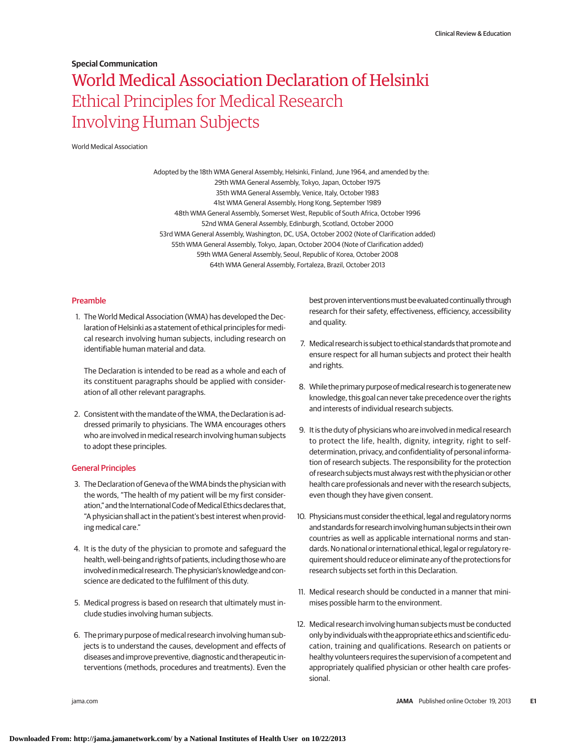**Special Communication**

# World Medical Association Declaration of Helsinki
## Ethical Principles for Medical Research Involving Human Subjects

World Medical Association

Adopted by the 18th WMA General Assembly, Helsinki, Finland, June 1964, and amended by the:
29th WMA General Assembly, Tokyo, Japan, October 1975
35th WMA General Assembly, Venice, Italy, October 1983
41st WMA General Assembly, Hong Kong, September 1989
48th WMA General Assembly, Somerset West, Republic of South Africa, October 1996
52nd WMA General Assembly, Edinburgh, Scotland, October 2000
53rd WMA General Assembly, Washington, DC, USA, October 2002 (Note of Clarification added)
55th WMA General Assembly, Tokyo, Japan, October 2004 (Note of Clarification added)
59th WMA General Assembly, Seoul, Republic of Korea, October 2008
64th WMA General Assembly, Fortaleza, Brazil, October 2013

### Preamble

1. The World Medical Association (WMA) has developed the Declaration of Helsinki as a statement of ethical principles for medical research involving human subjects, including research on identifiable human material and data.

   The Declaration is intended to be read as a whole and each of its constituent paragraphs should be applied with consideration of all other relevant paragraphs.

2. Consistent with the mandate of the WMA, the Declaration is addressed primarily to physicians. The WMA encourages others who are involved in medical research involving human subjects to adopt these principles.

### General Principles

3. The Declaration of Geneva of the WMA binds the physician with the words, "The health of my patient will be my first consideration," and the International Code of Medical Ethics declares that, "A physician shall act in the patient's best interest when providing medical care."

4. It is the duty of the physician to promote and safeguard the health, well-being and rights of patients, including those who are involved in medical research. The physician's knowledge and conscience are dedicated to the fulfilment of this duty.

5. Medical progress is based on research that ultimately must include studies involving human subjects.

6. The primary purpose of medical research involving human subjects is to understand the causes, development and effects of diseases and improve preventive, diagnostic and therapeutic interventions (methods, procedures and treatments). Even the best proven interventions must be evaluated continually through research for their safety, effectiveness, efficiency, accessibility and quality.

7. Medical research is subject to ethical standards that promote and ensure respect for all human subjects and protect their health and rights.

8. While the primary purpose of medical research is to generate new knowledge, this goal can never take precedence over the rights and interests of individual research subjects.

9. It is the duty of physicians who are involved in medical research to protect the life, health, dignity, integrity, right to self-determination, privacy, and confidentiality of personal information of research subjects. The responsibility for the protection of research subjects must always rest with the physician or other health care professionals and never with the research subjects, even though they have given consent.

10. Physicians must consider the ethical, legal and regulatory norms and standards for research involving human subjects in their own countries as well as applicable international norms and standards. No national or international ethical, legal or regulatory requirement should reduce or eliminate any of the protections for research subjects set forth in this Declaration.

11. Medical research should be conducted in a manner that minimises possible harm to the environment.

12. Medical research involving human subjects must be conducted only by individuals with the appropriate ethics and scientific education, training and qualifications. Research on patients or healthy volunteers requires the supervision of a competent and appropriately qualified physician or other health care professional.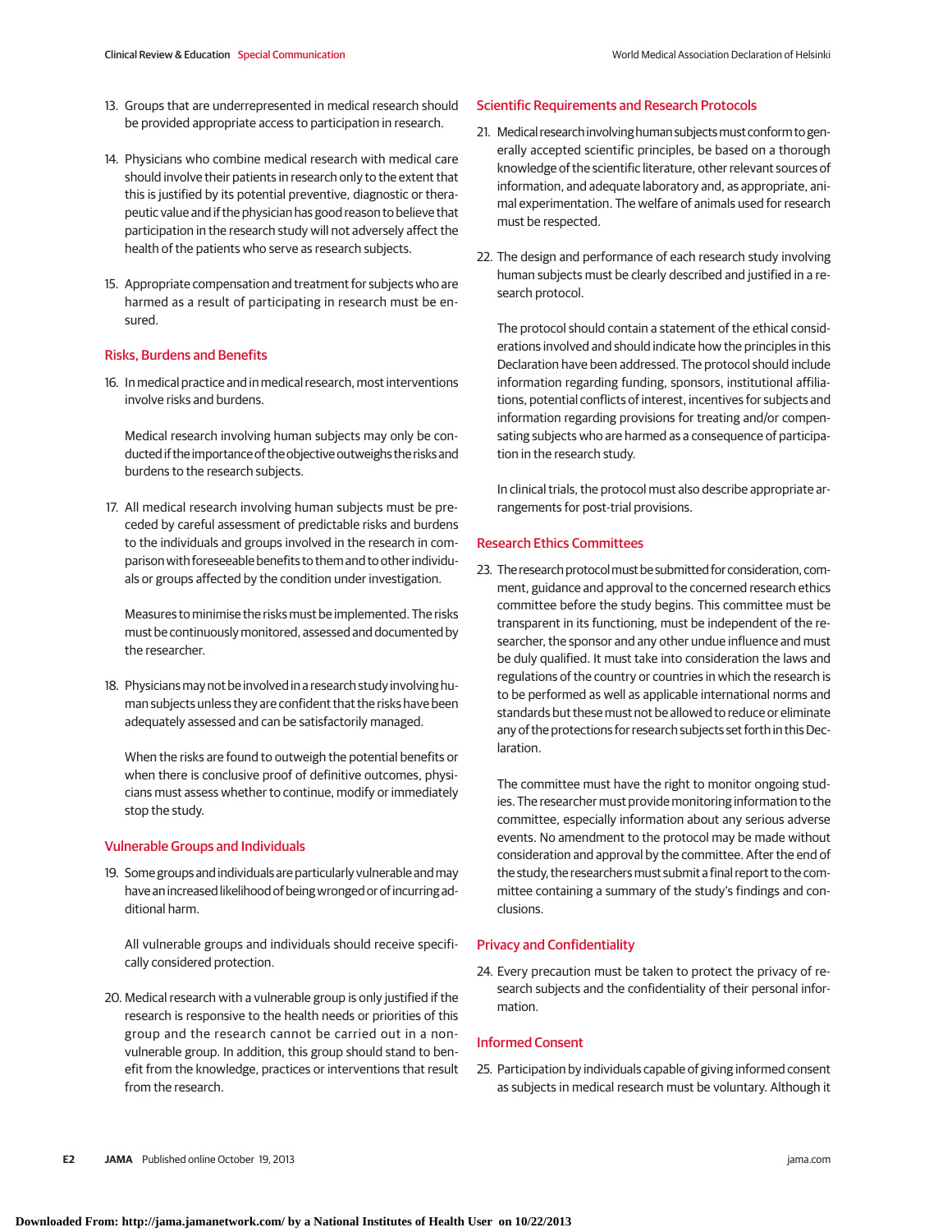13. Groups that are underrepresented in medical research should be provided appropriate access to participation in research.

14. Physicians who combine medical research with medical care should involve their patients in research only to the extent that this is justified by its potential preventive, diagnostic or therapeutic value and if the physician has good reason to believe that participation in the research study will not adversely affect the health of the patients who serve as research subjects.

15. Appropriate compensation and treatment for subjects who are harmed as a result of participating in research must be ensured.

## Risks, Burdens and Benefits

16. In medical practice and in medical research, most interventions involve risks and burdens.

    Medical research involving human subjects may only be conducted if the importance of the objective outweighs the risks and burdens to the research subjects.

17. All medical research involving human subjects must be preceded by careful assessment of predictable risks and burdens to the individuals and groups involved in the research in comparison with foreseeable benefits to them and to other individuals or groups affected by the condition under investigation.

    Measures to minimise the risks must be implemented. The risks must be continuously monitored, assessed and documented by the researcher.

18. Physicians may not be involved in a research study involving human subjects unless they are confident that the risks have been adequately assessed and can be satisfactorily managed.

    When the risks are found to outweigh the potential benefits or when there is conclusive proof of definitive outcomes, physicians must assess whether to continue, modify or immediately stop the study.

## Vulnerable Groups and Individuals

19. Some groups and individuals are particularly vulnerable and may have an increased likelihood of being wronged or of incurring additional harm.

    All vulnerable groups and individuals should receive specifically considered protection.

20. Medical research with a vulnerable group is only justified if the research is responsive to the health needs or priorities of this group and the research cannot be carried out in a non-vulnerable group. In addition, this group should stand to benefit from the knowledge, practices or interventions that result from the research.

## Scientific Requirements and Research Protocols

21. Medical research involving human subjects must conform to generally accepted scientific principles, be based on a thorough knowledge of the scientific literature, other relevant sources of information, and adequate laboratory and, as appropriate, animal experimentation. The welfare of animals used for research must be respected.

22. The design and performance of each research study involving human subjects must be clearly described and justified in a research protocol.

    The protocol should contain a statement of the ethical considerations involved and should indicate how the principles in this Declaration have been addressed. The protocol should include information regarding funding, sponsors, institutional affiliations, potential conflicts of interest, incentives for subjects and information regarding provisions for treating and/or compensating subjects who are harmed as a consequence of participation in the research study.

    In clinical trials, the protocol must also describe appropriate arrangements for post-trial provisions.

## Research Ethics Committees

23. The research protocol must be submitted for consideration, comment, guidance and approval to the concerned research ethics committee before the study begins. This committee must be transparent in its functioning, must be independent of the researcher, the sponsor and any other undue influence and must be duly qualified. It must take into consideration the laws and regulations of the country or countries in which the research is to be performed as well as applicable international norms and standards but these must not be allowed to reduce or eliminate any of the protections for research subjects set forth in this Declaration.

    The committee must have the right to monitor ongoing studies. The researcher must provide monitoring information to the committee, especially information about any serious adverse events. No amendment to the protocol may be made without consideration and approval by the committee. After the end of the study, the researchers must submit a final report to the committee containing a summary of the study's findings and conclusions.

## Privacy and Confidentiality

24. Every precaution must be taken to protect the privacy of research subjects and the confidentiality of their personal information.

## Informed Consent

25. Participation by individuals capable of giving informed consent as subjects in medical research must be voluntary. Although it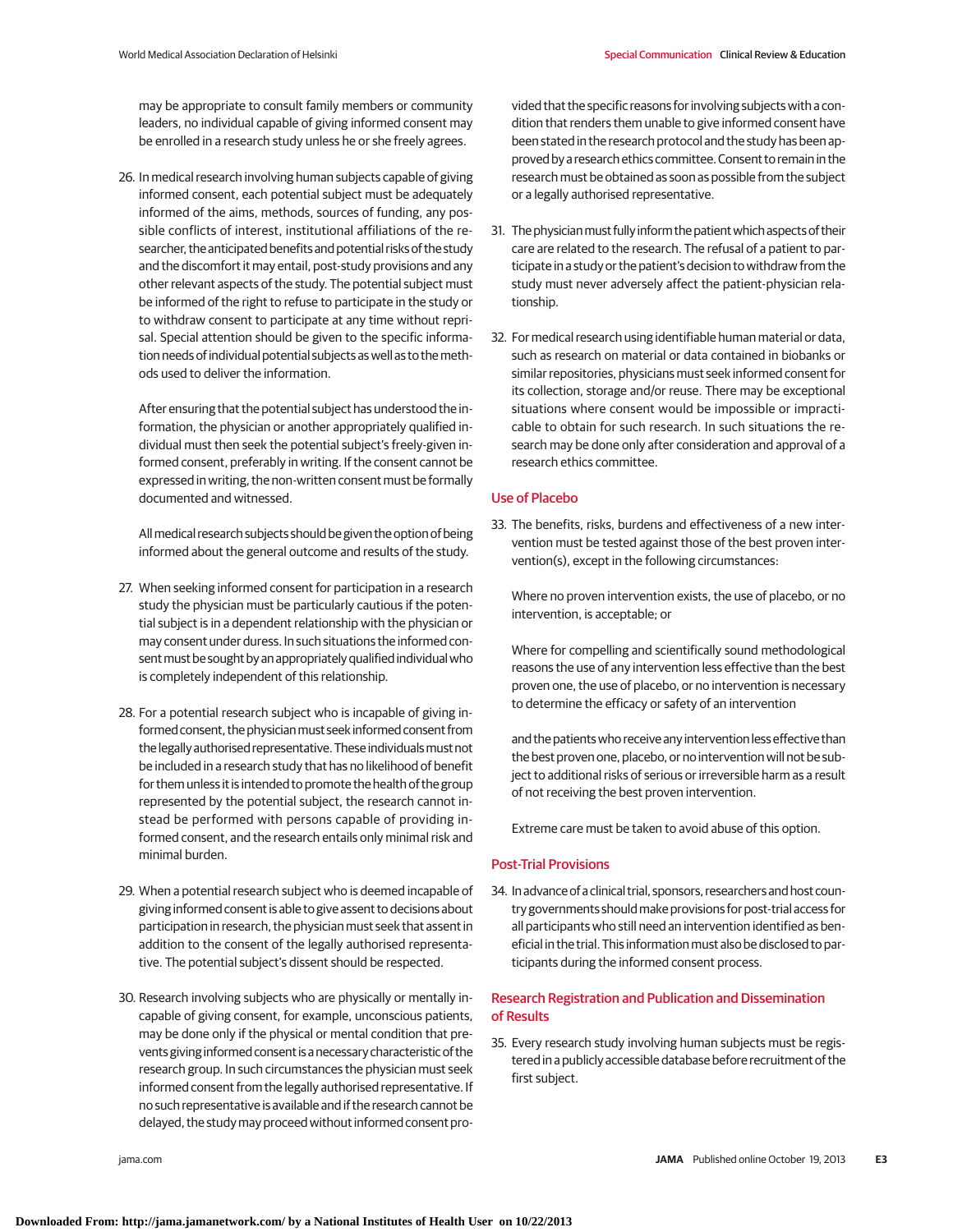may be appropriate to consult family members or community leaders, no individual capable of giving informed consent may be enrolled in a research study unless he or she freely agrees.

26. In medical research involving human subjects capable of giving informed consent, each potential subject must be adequately informed of the aims, methods, sources of funding, any possible conflicts of interest, institutional affiliations of the researcher, the anticipated benefits and potential risks of the study and the discomfort it may entail, post-study provisions and any other relevant aspects of the study. The potential subject must be informed of the right to refuse to participate in the study or to withdraw consent to participate at any time without reprisal. Special attention should be given to the specific information needs of individual potential subjects as well as to the methods used to deliver the information.

    After ensuring that the potential subject has understood the information, the physician or another appropriately qualified individual must then seek the potential subject's freely-given informed consent, preferably in writing. If the consent cannot be expressed in writing, the non-written consent must be formally documented and witnessed.

    All medical research subjects should be given the option of being informed about the general outcome and results of the study.

27. When seeking informed consent for participation in a research study the physician must be particularly cautious if the potential subject is in a dependent relationship with the physician or may consent under duress. In such situations the informed consent must be sought by an appropriately qualified individual who is completely independent of this relationship.

28. For a potential research subject who is incapable of giving informed consent, the physician must seek informed consent from the legally authorised representative. These individuals must not be included in a research study that has no likelihood of benefit for them unless it is intended to promote the health of the group represented by the potential subject, the research cannot instead be performed with persons capable of providing informed consent, and the research entails only minimal risk and minimal burden.

29. When a potential research subject who is deemed incapable of giving informed consent is able to give assent to decisions about participation in research, the physician must seek that assent in addition to the consent of the legally authorised representative. The potential subject's dissent should be respected.

30. Research involving subjects who are physically or mentally incapable of giving consent, for example, unconscious patients, may be done only if the physical or mental condition that prevents giving informed consent is a necessary characteristic of the research group. In such circumstances the physician must seek informed consent from the legally authorised representative. If no such representative is available and if the research cannot be delayed, the study may proceed without informed consent provided that the specific reasons for involving subjects with a condition that renders them unable to give informed consent have been stated in the research protocol and the study has been approved by a research ethics committee. Consent to remain in the research must be obtained as soon as possible from the subject or a legally authorised representative.

31. The physician must fully inform the patient which aspects of their care are related to the research. The refusal of a patient to participate in a study or the patient's decision to withdraw from the study must never adversely affect the patient-physician relationship.

32. For medical research using identifiable human material or data, such as research on material or data contained in biobanks or similar repositories, physicians must seek informed consent for its collection, storage and/or reuse. There may be exceptional situations where consent would be impossible or impracticable to obtain for such research. In such situations the research may be done only after consideration and approval of a research ethics committee.

## Use of Placebo

33. The benefits, risks, burdens and effectiveness of a new intervention must be tested against those of the best proven intervention(s), except in the following circumstances:

    Where no proven intervention exists, the use of placebo, or no intervention, is acceptable; or

    Where for compelling and scientifically sound methodological reasons the use of any intervention less effective than the best proven one, the use of placebo, or no intervention is necessary to determine the efficacy or safety of an intervention

    and the patients who receive any intervention less effective than the best proven one, placebo, or no intervention will not be subject to additional risks of serious or irreversible harm as a result of not receiving the best proven intervention.

    Extreme care must be taken to avoid abuse of this option.

## Post-Trial Provisions

34. In advance of a clinical trial, sponsors, researchers and host country governments should make provisions for post-trial access for all participants who still need an intervention identified as beneficial in the trial. This information must also be disclosed to participants during the informed consent process.

## Research Registration and Publication and Dissemination of Results

35. Every research study involving human subjects must be registered in a publicly accessible database before recruitment of the first subject.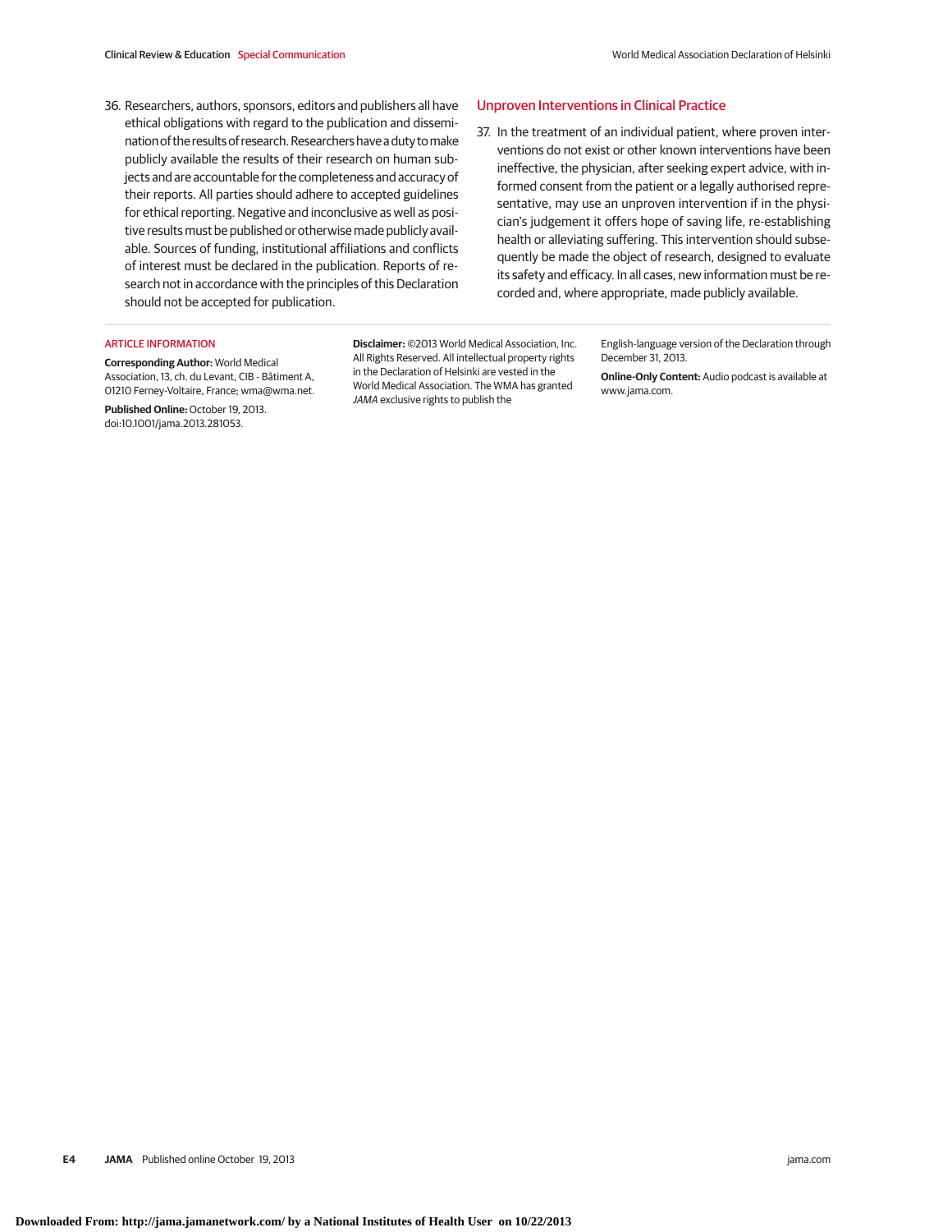36. Researchers, authors, sponsors, editors and publishers all have ethical obligations with regard to the publication and dissemination of the results of research. Researchers have a duty to make publicly available the results of their research on human subjects and are accountable for the completeness and accuracy of their reports. All parties should adhere to accepted guidelines for ethical reporting. Negative and inconclusive as well as positive results must be published or otherwise made publicly available. Sources of funding, institutional affiliations and conflicts of interest must be declared in the publication. Reports of research not in accordance with the principles of this Declaration should not be accepted for publication.

## Unproven Interventions in Clinical Practice

37. In the treatment of an individual patient, where proven interventions do not exist or other known interventions have been ineffective, the physician, after seeking expert advice, with informed consent from the patient or a legally authorised representative, may use an unproven intervention if in the physician's judgement it offers hope of saving life, re-establishing health or alleviating suffering. This intervention should subsequently be made the object of research, designed to evaluate its safety and efficacy. In all cases, new information must be recorded and, where appropriate, made publicly available.

### ARTICLE INFORMATION

**Corresponding Author:** World Medical Association, 13, ch. du Levant, CIB - Bâtiment A, 01210 Ferney-Voltaire, France; wma@wma.net.

**Published Online:** October 19, 2013. doi:10.1001/jama.2013.281053.

**Disclaimer:** ©2013 World Medical Association, Inc. All Rights Reserved. All intellectual property rights in the Declaration of Helsinki are vested in the World Medical Association. The WMA has granted *JAMA* exclusive rights to publish the English-language version of the Declaration through December 31, 2013.

**Online-Only Content:** Audio podcast is available at www.jama.com.